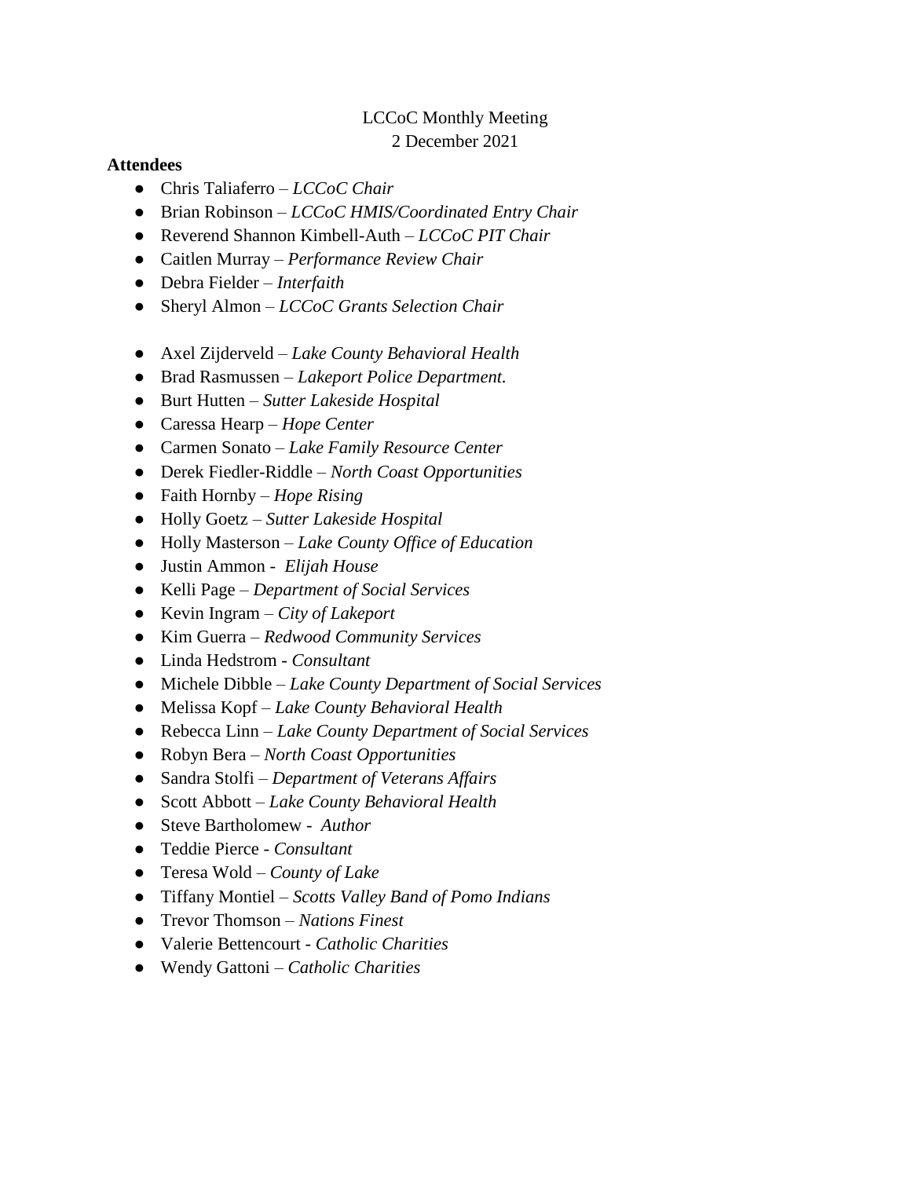LCCoC Monthly Meeting

2 December 2021

**Attendees**

- Chris Taliaferro – *LCCoC Chair*
- Brian Robinson – *LCCoC HMIS/Coordinated Entry Chair*
- Reverend Shannon Kimbell-Auth – *LCCoC PIT Chair*
- Caitlen Murray – *Performance Review Chair*
- Debra Fielder – *Interfaith*
- Sheryl Almon – *LCCoC Grants Selection Chair*

- Axel Zijderveld – *Lake County Behavioral Health*
- Brad Rasmussen – *Lakeport Police Department.*
- Burt Hutten – *Sutter Lakeside Hospital*
- Caressa Hearp – *Hope Center*
- Carmen Sonato – *Lake Family Resource Center*
- Derek Fiedler-Riddle – *North Coast Opportunities*
- Faith Hornby – *Hope Rising*
- Holly Goetz – *Sutter Lakeside Hospital*
- Holly Masterson – *Lake County Office of Education*
- Justin Ammon - *Elijah House*
- Kelli Page – *Department of Social Services*
- Kevin Ingram – *City of Lakeport*
- Kim Guerra – *Redwood Community Services*
- Linda Hedstrom - *Consultant*
- Michele Dibble – *Lake County Department of Social Services*
- Melissa Kopf – *Lake County Behavioral Health*
- Rebecca Linn – *Lake County Department of Social Services*
- Robyn Bera – *North Coast Opportunities*
- Sandra Stolfi – *Department of Veterans Affairs*
- Scott Abbott – *Lake County Behavioral Health*
- Steve Bartholomew - *Author*
- Teddie Pierce - *Consultant*
- Teresa Wold – *County of Lake*
- Tiffany Montiel – *Scotts Valley Band of Pomo Indians*
- Trevor Thomson – *Nations Finest*
- Valerie Bettencourt - *Catholic Charities*
- Wendy Gattoni – *Catholic Charities*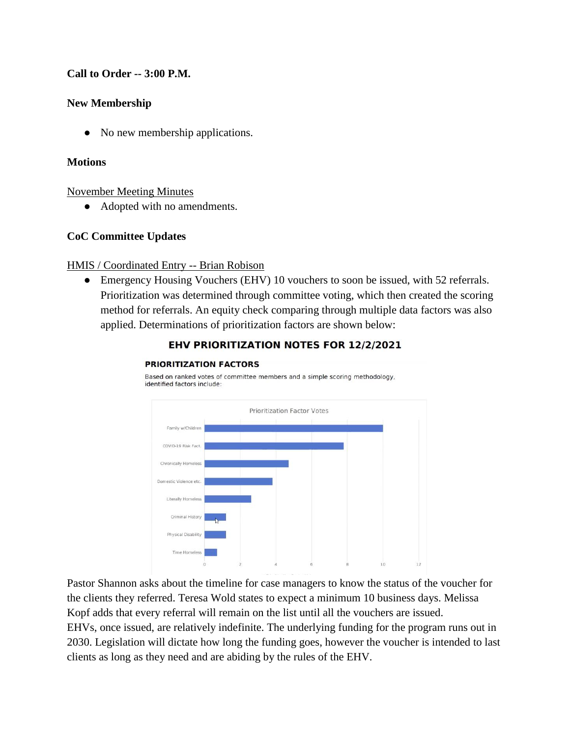**Call to Order -- 3:00 P.M.**

**New Membership**

- No new membership applications.

**Motions**

November Meeting Minutes

- Adopted with no amendments.

**CoC Committee Updates**

HMIS / Coordinated Entry -- Brian Robison

- Emergency Housing Vouchers (EHV) 10 vouchers to soon be issued, with 52 referrals. Prioritization was determined through committee voting, which then created the scoring method for referrals. An equity check comparing through multiple data factors was also applied. Determinations of prioritization factors are shown below:

**EHV PRIORITIZATION NOTES FOR 12/2/2021**

**PRIORITIZATION FACTORS**

Based on ranked votes of committee members and a simple scoring methodology, identified factors include:

Prioritization Factor Votes

- Family w/Children
- COVID-19 Risk Fact.
- Chronically Homeless
- Domestic Violence etc.
- Literally Homeless
- Criminal History
- Physical Disability
- Time Homeless

Pastor Shannon asks about the timeline for case managers to know the status of the voucher for the clients they referred. Teresa Wold states to expect a minimum 10 business days. Melissa Kopf adds that every referral will remain on the list until all the vouchers are issued.
EHVs, once issued, are relatively indefinite. The underlying funding for the program runs out in 2030. Legislation will dictate how long the funding goes, however the voucher is intended to last clients as long as they need and are abiding by the rules of the EHV.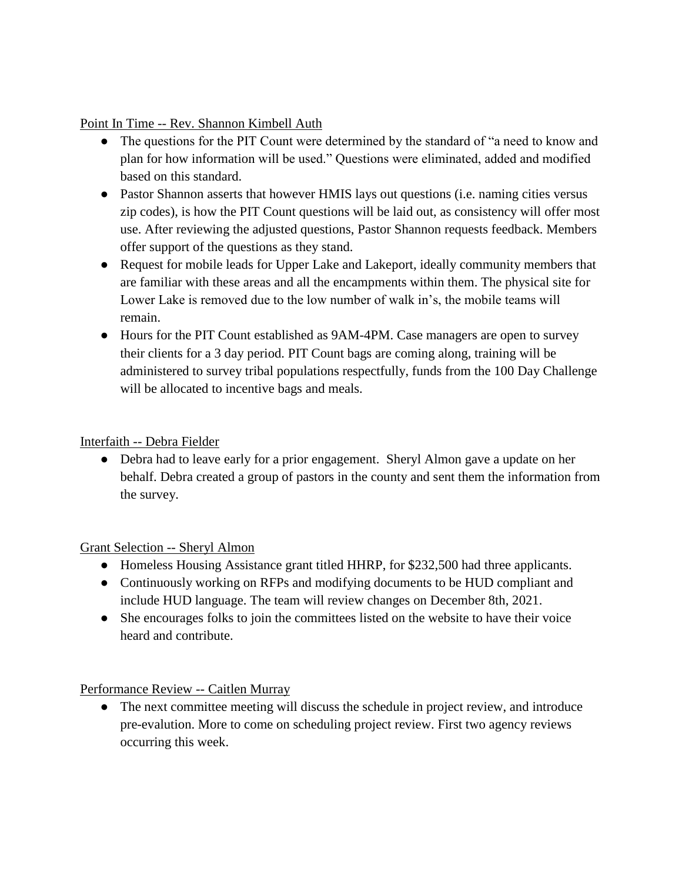Point In Time -- Rev. Shannon Kimbell Auth

- The questions for the PIT Count were determined by the standard of "a need to know and plan for how information will be used." Questions were eliminated, added and modified based on this standard.
- Pastor Shannon asserts that however HMIS lays out questions (i.e. naming cities versus zip codes), is how the PIT Count questions will be laid out, as consistency will offer most use. After reviewing the adjusted questions, Pastor Shannon requests feedback. Members offer support of the questions as they stand.
- Request for mobile leads for Upper Lake and Lakeport, ideally community members that are familiar with these areas and all the encampments within them. The physical site for Lower Lake is removed due to the low number of walk in's, the mobile teams will remain.
- Hours for the PIT Count established as 9AM-4PM. Case managers are open to survey their clients for a 3 day period. PIT Count bags are coming along, training will be administered to survey tribal populations respectfully, funds from the 100 Day Challenge will be allocated to incentive bags and meals.

Interfaith -- Debra Fielder

- Debra had to leave early for a prior engagement. Sheryl Almon gave a update on her behalf. Debra created a group of pastors in the county and sent them the information from the survey.

Grant Selection -- Sheryl Almon

- Homeless Housing Assistance grant titled HHRP, for $232,500 had three applicants.
- Continuously working on RFPs and modifying documents to be HUD compliant and include HUD language. The team will review changes on December 8th, 2021.
- She encourages folks to join the committees listed on the website to have their voice heard and contribute.

Performance Review -- Caitlen Murray

- The next committee meeting will discuss the schedule in project review, and introduce pre-evalution. More to come on scheduling project review. First two agency reviews occurring this week.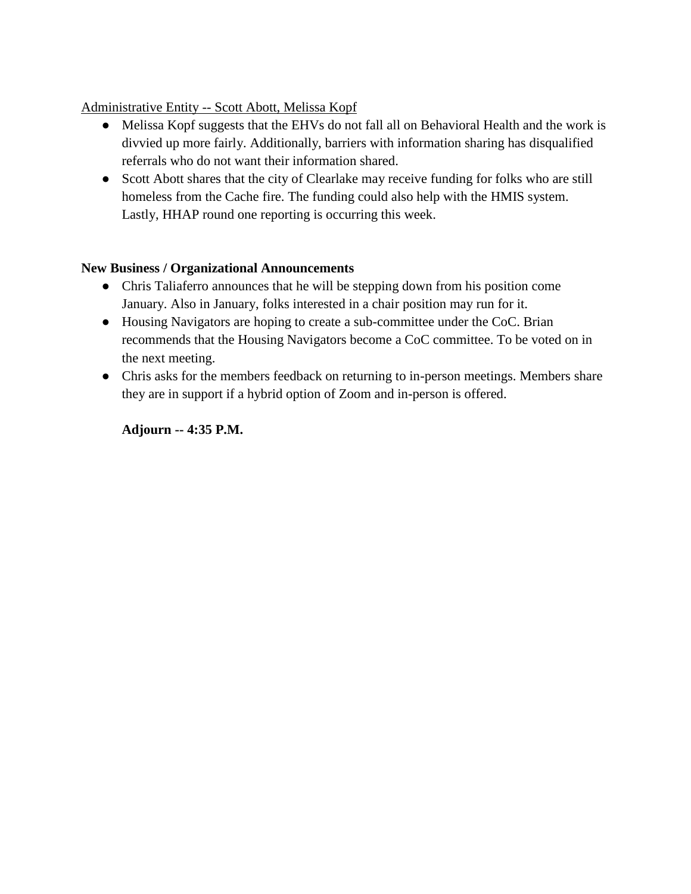<u>Administrative Entity -- Scott Abott, Melissa Kopf</u>

- Melissa Kopf suggests that the EHVs do not fall all on Behavioral Health and the work is divvied up more fairly. Additionally, barriers with information sharing has disqualified referrals who do not want their information shared.
- Scott Abott shares that the city of Clearlake may receive funding for folks who are still homeless from the Cache fire. The funding could also help with the HMIS system. Lastly, HHAP round one reporting is occurring this week.

**New Business / Organizational Announcements**

- Chris Taliaferro announces that he will be stepping down from his position come January. Also in January, folks interested in a chair position may run for it.
- Housing Navigators are hoping to create a sub-committee under the CoC. Brian recommends that the Housing Navigators become a CoC committee. To be voted on in the next meeting.
- Chris asks for the members feedback on returning to in-person meetings. Members share they are in support if a hybrid option of Zoom and in-person is offered.

**Adjourn -- 4:35 P.M.**